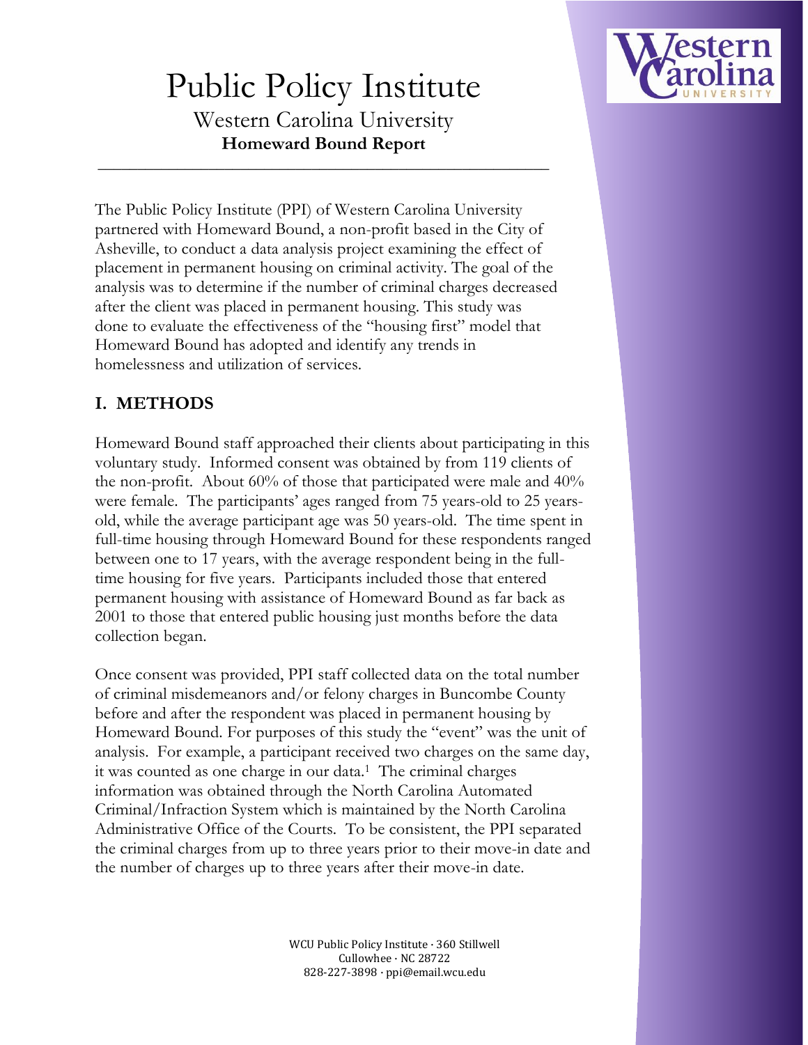# Public Policy Institute

## Western Carolina University

**Homeward Bound Report**

---

The Public Policy Institute (PPI) of Western Carolina University partnered with Homeward Bound, a non-profit based in the City of Asheville, to conduct a data analysis project examining the effect of placement in permanent housing on criminal activity. The goal of the analysis was to determine if the number of criminal charges decreased after the client was placed in permanent housing. This study was done to evaluate the effectiveness of the "housing first" model that Homeward Bound has adopted and identify any trends in homelessness and utilization of services.

## I. METHODS

Homeward Bound staff approached their clients about participating in this voluntary study. Informed consent was obtained by from 119 clients of the non-profit. About 60% of those that participated were male and 40% were female. The participants' ages ranged from 75 years-old to 25 years-old, while the average participant age was 50 years-old. The time spent in full-time housing through Homeward Bound for these respondents ranged between one to 17 years, with the average respondent being in the full-time housing for five years. Participants included those that entered permanent housing with assistance of Homeward Bound as far back as 2001 to those that entered public housing just months before the data collection began.

Once consent was provided, PPI staff collected data on the total number of criminal misdemeanors and/or felony charges in Buncombe County before and after the respondent was placed in permanent housing by Homeward Bound. For purposes of this study the "event" was the unit of analysis. For example, a participant received two charges on the same day, it was counted as one charge in our data.[1] The criminal charges information was obtained through the North Carolina Automated Criminal/Infraction System which is maintained by the North Carolina Administrative Office of the Courts. To be consistent, the PPI separated the criminal charges from up to three years prior to their move-in date and the number of charges up to three years after their move-in date.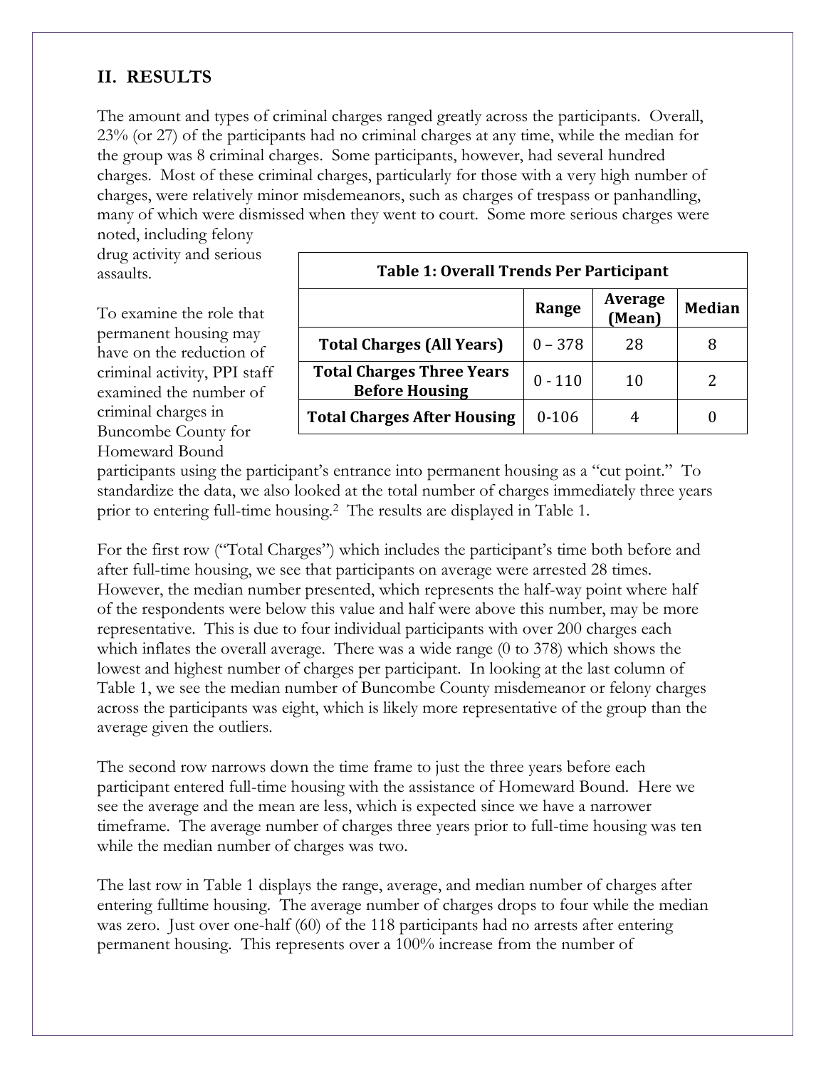## II. RESULTS

The amount and types of criminal charges ranged greatly across the participants. Overall, 23% (or 27) of the participants had no criminal charges at any time, while the median for the group was 8 criminal charges. Some participants, however, had several hundred charges. Most of these criminal charges, particularly for those with a very high number of charges, were relatively minor misdemeanors, such as charges of trespass or panhandling, many of which were dismissed when they went to court. Some more serious charges were noted, including felony drug activity and serious assaults.

To examine the role that permanent housing may have on the reduction of criminal activity, PPI staff examined the number of criminal charges in Buncombe County for Homeward Bound participants using the participant's entrance into permanent housing as a "cut point." To standardize the data, we also looked at the total number of charges immediately three years prior to entering full-time housing.[2] The results are displayed in Table 1.

**Table 1: Overall Trends Per Participant**

| | Range | Average (Mean) | Median |
|---|---|---|---|
| **Total Charges (All Years)** | 0 – 378 | 28 | 8 |
| **Total Charges Three Years Before Housing** | 0 - 110 | 10 | 2 |
| **Total Charges After Housing** | 0-106 | 4 | 0 |

For the first row ("Total Charges") which includes the participant's time both before and after full-time housing, we see that participants on average were arrested 28 times. However, the median number presented, which represents the half-way point where half of the respondents were below this value and half were above this number, may be more representative. This is due to four individual participants with over 200 charges each which inflates the overall average. There was a wide range (0 to 378) which shows the lowest and highest number of charges per participant. In looking at the last column of Table 1, we see the median number of Buncombe County misdemeanor or felony charges across the participants was eight, which is likely more representative of the group than the average given the outliers.

The second row narrows down the time frame to just the three years before each participant entered full-time housing with the assistance of Homeward Bound. Here we see the average and the mean are less, which is expected since we have a narrower timeframe. The average number of charges three years prior to full-time housing was ten while the median number of charges was two.

The last row in Table 1 displays the range, average, and median number of charges after entering fulltime housing. The average number of charges drops to four while the median was zero. Just over one-half (60) of the 118 participants had no arrests after entering permanent housing. This represents over a 100% increase from the number of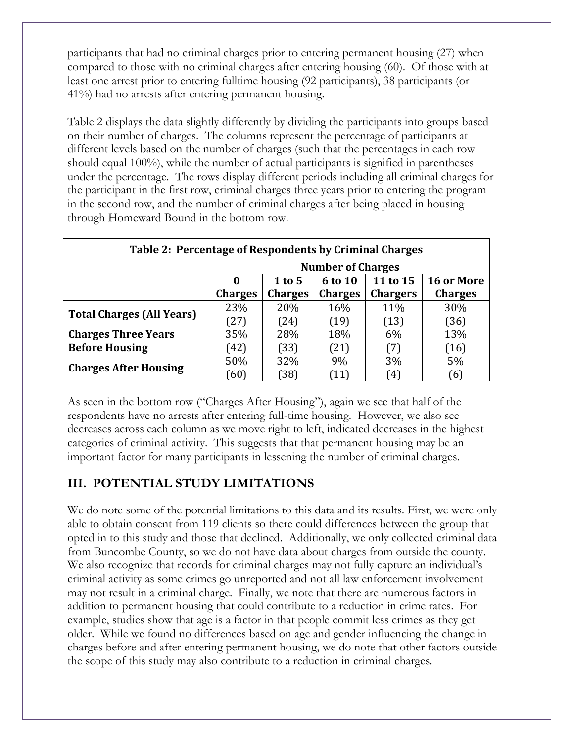participants that had no criminal charges prior to entering permanent housing (27) when compared to those with no criminal charges after entering housing (60). Of those with at least one arrest prior to entering fulltime housing (92 participants), 38 participants (or 41%) had no arrests after entering permanent housing.

Table 2 displays the data slightly differently by dividing the participants into groups based on their number of charges. The columns represent the percentage of participants at different levels based on the number of charges (such that the percentages in each row should equal 100%), while the number of actual participants is signified in parentheses under the percentage. The rows display different periods including all criminal charges for the participant in the first row, criminal charges three years prior to entering the program in the second row, and the number of criminal charges after being placed in housing through Homeward Bound in the bottom row.

**Table 2: Percentage of Respondents by Criminal Charges**

| | **Number of Charges** | | | | |
|---|---|---|---|---|---|
| | **0 Charges** | **1 to 5 Charges** | **6 to 10 Charges** | **11 to 15 Chargers** | **16 or More Charges** |
| **Total Charges (All Years)** | 23% (27) | 20% (24) | 16% (19) | 11% (13) | 30% (36) |
| **Charges Three Years Before Housing** | 35% (42) | 28% (33) | 18% (21) | 6% (7) | 13% (16) |
| **Charges After Housing** | 50% (60) | 32% (38) | 9% (11) | 3% (4) | 5% (6) |

As seen in the bottom row ("Charges After Housing"), again we see that half of the respondents have no arrests after entering full-time housing. However, we also see decreases across each column as we move right to left, indicated decreases in the highest categories of criminal activity. This suggests that that permanent housing may be an important factor for many participants in lessening the number of criminal charges.

## III. POTENTIAL STUDY LIMITATIONS

We do note some of the potential limitations to this data and its results. First, we were only able to obtain consent from 119 clients so there could differences between the group that opted in to this study and those that declined. Additionally, we only collected criminal data from Buncombe County, so we do not have data about charges from outside the county. We also recognize that records for criminal charges may not fully capture an individual's criminal activity as some crimes go unreported and not all law enforcement involvement may not result in a criminal charge. Finally, we note that there are numerous factors in addition to permanent housing that could contribute to a reduction in crime rates. For example, studies show that age is a factor in that people commit less crimes as they get older. While we found no differences based on age and gender influencing the change in charges before and after entering permanent housing, we do note that other factors outside the scope of this study may also contribute to a reduction in criminal charges.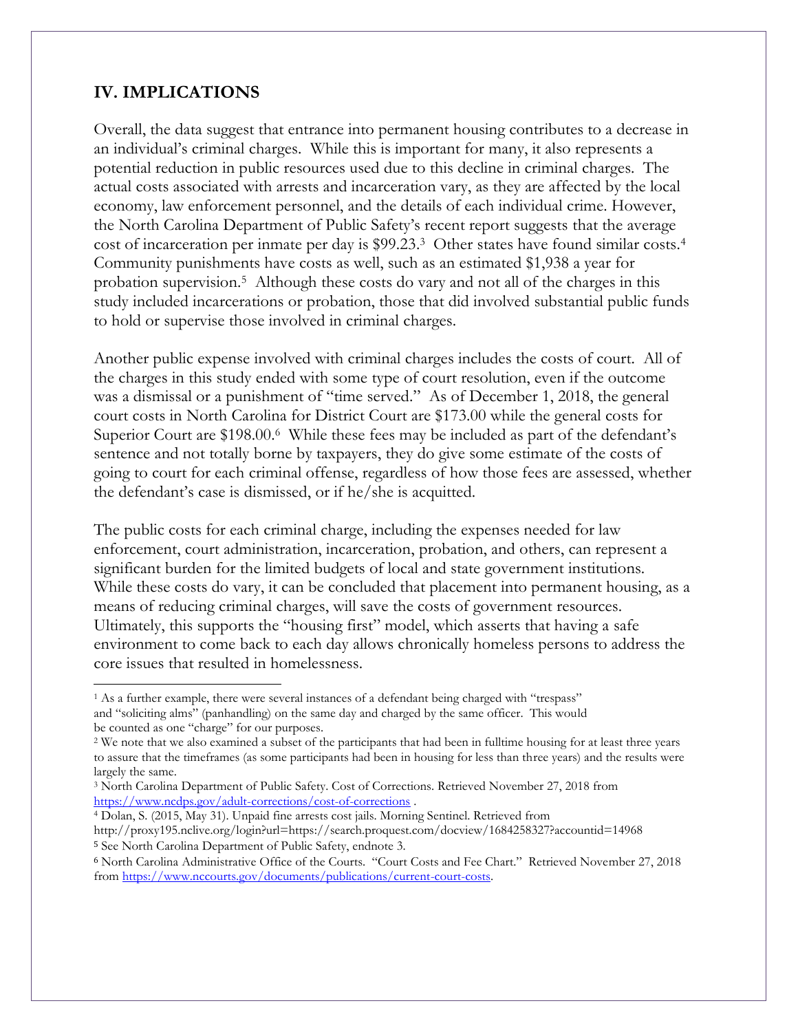## IV. IMPLICATIONS

Overall, the data suggest that entrance into permanent housing contributes to a decrease in an individual's criminal charges. While this is important for many, it also represents a potential reduction in public resources used due to this decline in criminal charges. The actual costs associated with arrests and incarceration vary, as they are affected by the local economy, law enforcement personnel, and the details of each individual crime. However, the North Carolina Department of Public Safety's recent report suggests that the average cost of incarceration per inmate per day is $99.23.[3] Other states have found similar costs.[4] Community punishments have costs as well, such as an estimated $1,938 a year for probation supervision.[5] Although these costs do vary and not all of the charges in this study included incarcerations or probation, those that did involved substantial public funds to hold or supervise those involved in criminal charges.

Another public expense involved with criminal charges includes the costs of court. All of the charges in this study ended with some type of court resolution, even if the outcome was a dismissal or a punishment of "time served." As of December 1, 2018, the general court costs in North Carolina for District Court are $173.00 while the general costs for Superior Court are $198.00.[6] While these fees may be included as part of the defendant's sentence and not totally borne by taxpayers, they do give some estimate of the costs of going to court for each criminal offense, regardless of how those fees are assessed, whether the defendant's case is dismissed, or if he/she is acquitted.

The public costs for each criminal charge, including the expenses needed for law enforcement, court administration, incarceration, probation, and others, can represent a significant burden for the limited budgets of local and state government institutions. While these costs do vary, it can be concluded that placement into permanent housing, as a means of reducing criminal charges, will save the costs of government resources. Ultimately, this supports the "housing first" model, which asserts that having a safe environment to come back to each day allows chronically homeless persons to address the core issues that resulted in homelessness.

---

[1] As a further example, there were several instances of a defendant being charged with "trespass" and "soliciting alms" (panhandling) on the same day and charged by the same officer. This would be counted as one "charge" for our purposes.

[2] We note that we also examined a subset of the participants that had been in fulltime housing for at least three years to assure that the timeframes (as some participants had been in housing for less than three years) and the results were largely the same.

[3] North Carolina Department of Public Safety. Cost of Corrections. Retrieved November 27, 2018 from https://www.ncdps.gov/adult-corrections/cost-of-corrections .

[4] Dolan, S. (2015, May 31). Unpaid fine arrests cost jails. Morning Sentinel. Retrieved from http://proxy195.nclive.org/login?url=https://search.proquest.com/docview/1684258327?accountid=14968

[5] See North Carolina Department of Public Safety, endnote 3.

[6] North Carolina Administrative Office of the Courts. "Court Costs and Fee Chart." Retrieved November 27, 2018 from https://www.nccourts.gov/documents/publications/current-court-costs.